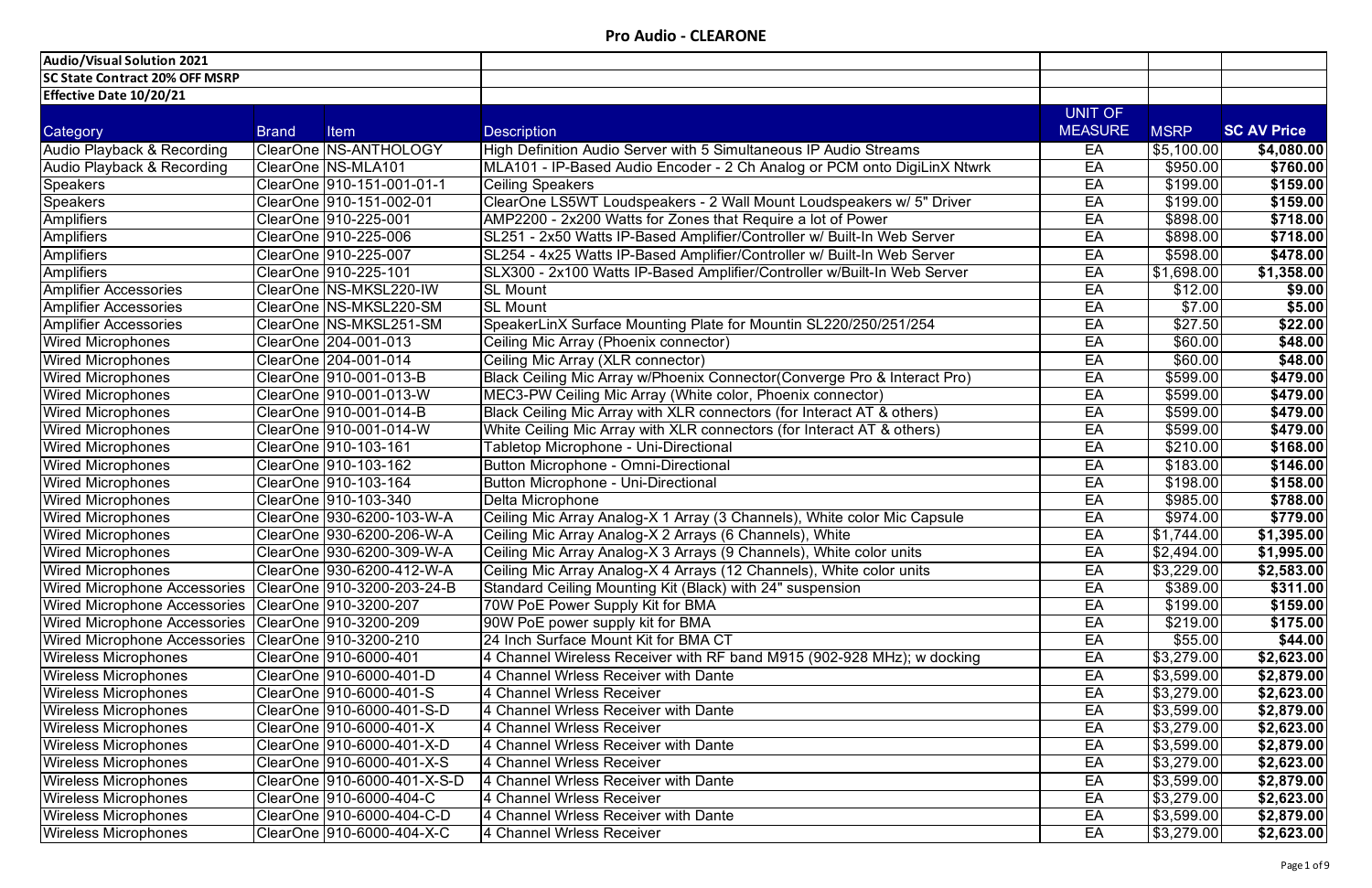# Pro Audio - CLEARONE

| Audio/Visual Solution 2021 | | | | | | |
|---|---|---|---|---|---|---|
| SC State Contract 20% OFF MSRP | | | | | | |
| Effective Date 10/20/21 | | | | | | |
| Category | Brand | Item | Description | UNIT OF MEASURE | MSRP | SC AV Price |
| Audio Playback & Recording | ClearOne | NS-ANTHOLOGY | High Definition Audio Server with 5 Simultaneous IP Audio Streams | EA | $5,100.00 | $4,080.00 |
| Audio Playback & Recording | ClearOne | NS-MLA101 | MLA101 - IP-Based Audio Encoder - 2 Ch Analog or PCM onto DigiLinX Ntwrk | EA | $950.00 | $760.00 |
| Speakers | ClearOne | 910-151-001-01-1 | Ceiling Speakers | EA | $199.00 | $159.00 |
| Speakers | ClearOne | 910-151-002-01 | ClearOne LS5WT Loudspeakers - 2 Wall Mount Loudspeakers w/ 5" Driver | EA | $199.00 | $159.00 |
| Amplifiers | ClearOne | 910-225-001 | AMP2200 - 2x200 Watts for Zones that Require a lot of Power | EA | $898.00 | $718.00 |
| Amplifiers | ClearOne | 910-225-006 | SL251 - 2x50 Watts IP-Based Amplifier/Controller w/ Built-In Web Server | EA | $898.00 | $718.00 |
| Amplifiers | ClearOne | 910-225-007 | SL254 - 4x25 Watts IP-Based Amplifier/Controller w/ Built-In Web Server | EA | $598.00 | $478.00 |
| Amplifiers | ClearOne | 910-225-101 | SLX300 - 2x100 Watts IP-Based Amplifier/Controller w/Built-In Web Server | EA | $1,698.00 | $1,358.00 |
| Amplifier Accessories | ClearOne | NS-MKSL220-IW | SL Mount | EA | $12.00 | $9.00 |
| Amplifier Accessories | ClearOne | NS-MKSL220-SM | SL Mount | EA | $7.00 | $5.00 |
| Amplifier Accessories | ClearOne | NS-MKSL251-SM | SpeakerLinX Surface Mounting Plate for Mountin SL220/250/251/254 | EA | $27.50 | $22.00 |
| Wired Microphones | ClearOne | 204-001-013 | Ceiling Mic Array (Phoenix connector) | EA | $60.00 | $48.00 |
| Wired Microphones | ClearOne | 204-001-014 | Ceiling Mic Array (XLR connector) | EA | $60.00 | $48.00 |
| Wired Microphones | ClearOne | 910-001-013-B | Black Ceiling Mic Array w/Phoenix Connector(Converge Pro & Interact Pro) | EA | $599.00 | $479.00 |
| Wired Microphones | ClearOne | 910-001-013-W | MEC3-PW Ceiling Mic Array (White color, Phoenix connector) | EA | $599.00 | $479.00 |
| Wired Microphones | ClearOne | 910-001-014-B | Black Ceiling Mic Array with XLR connectors (for Interact AT & others) | EA | $599.00 | $479.00 |
| Wired Microphones | ClearOne | 910-001-014-W | White Ceiling Mic Array with XLR connectors (for Interact AT & others) | EA | $599.00 | $479.00 |
| Wired Microphones | ClearOne | 910-103-161 | Tabletop Microphone - Uni-Directional | EA | $210.00 | $168.00 |
| Wired Microphones | ClearOne | 910-103-162 | Button Microphone - Omni-Directional | EA | $183.00 | $146.00 |
| Wired Microphones | ClearOne | 910-103-164 | Button Microphone - Uni-Directional | EA | $198.00 | $158.00 |
| Wired Microphones | ClearOne | 910-103-340 | Delta Microphone | EA | $985.00 | $788.00 |
| Wired Microphones | ClearOne | 930-6200-103-W-A | Ceiling Mic Array Analog-X 1 Array (3 Channels), White color Mic Capsule | EA | $974.00 | $779.00 |
| Wired Microphones | ClearOne | 930-6200-206-W-A | Ceiling Mic Array Analog-X 2 Arrays (6 Channels), White | EA | $1,744.00 | $1,395.00 |
| Wired Microphones | ClearOne | 930-6200-309-W-A | Ceiling Mic Array Analog-X 3 Arrays (9 Channels), White color units | EA | $2,494.00 | $1,995.00 |
| Wired Microphones | ClearOne | 930-6200-412-W-A | Ceiling Mic Array Analog-X 4 Arrays (12 Channels), White color units | EA | $3,229.00 | $2,583.00 |
| Wired Microphone Accessories | ClearOne | 910-3200-203-24-B | Standard Ceiling Mounting Kit (Black) with 24" suspension | EA | $389.00 | $311.00 |
| Wired Microphone Accessories | ClearOne | 910-3200-207 | 70W PoE Power Supply Kit for BMA | EA | $199.00 | $159.00 |
| Wired Microphone Accessories | ClearOne | 910-3200-209 | 90W PoE power supply kit for BMA | EA | $219.00 | $175.00 |
| Wired Microphone Accessories | ClearOne | 910-3200-210 | 24 Inch Surface Mount Kit for BMA CT | EA | $55.00 | $44.00 |
| Wireless Microphones | ClearOne | 910-6000-401 | 4 Channel Wireless Receiver with RF band M915 (902-928 MHz); w docking | EA | $3,279.00 | $2,623.00 |
| Wireless Microphones | ClearOne | 910-6000-401-D | 4 Channel Wrless Receiver with Dante | EA | $3,599.00 | $2,879.00 |
| Wireless Microphones | ClearOne | 910-6000-401-S | 4 Channel Wrless Receiver | EA | $3,279.00 | $2,623.00 |
| Wireless Microphones | ClearOne | 910-6000-401-S-D | 4 Channel Wrless Receiver with Dante | EA | $3,599.00 | $2,879.00 |
| Wireless Microphones | ClearOne | 910-6000-401-X | 4 Channel Wrless Receiver | EA | $3,279.00 | $2,623.00 |
| Wireless Microphones | ClearOne | 910-6000-401-X-D | 4 Channel Wrless Receiver with Dante | EA | $3,599.00 | $2,879.00 |
| Wireless Microphones | ClearOne | 910-6000-401-X-S | 4 Channel Wrless Receiver | EA | $3,279.00 | $2,623.00 |
| Wireless Microphones | ClearOne | 910-6000-401-X-S-D | 4 Channel Wrless Receiver with Dante | EA | $3,599.00 | $2,879.00 |
| Wireless Microphones | ClearOne | 910-6000-404-C | 4 Channel Wrless Receiver | EA | $3,279.00 | $2,623.00 |
| Wireless Microphones | ClearOne | 910-6000-404-C-D | 4 Channel Wrless Receiver with Dante | EA | $3,599.00 | $2,879.00 |
| Wireless Microphones | ClearOne | 910-6000-404-X-C | 4 Channel Wrless Receiver | EA | $3,279.00 | $2,623.00 |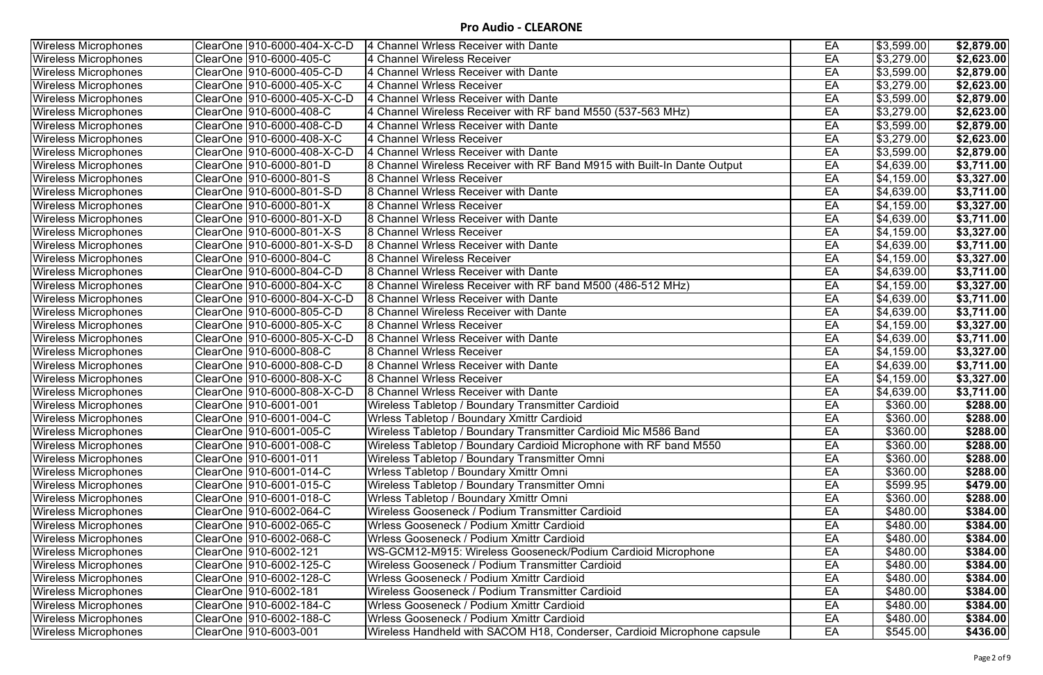## Pro Audio - CLEARONE

| | | | | | |
|---|---|---|---|---|---|
| Wireless Microphones | ClearOne 910-6000-404-X-C-D | 4 Channel Wrless Receiver with Dante | EA | $3,599.00 | **$2,879.00** |
| Wireless Microphones | ClearOne 910-6000-405-C | 4 Channel Wireless Receiver | EA | $3,279.00 | **$2,623.00** |
| Wireless Microphones | ClearOne 910-6000-405-C-D | 4 Channel Wrless Receiver with Dante | EA | $3,599.00 | **$2,879.00** |
| Wireless Microphones | ClearOne 910-6000-405-X-C | 4 Channel Wrless Receiver | EA | $3,279.00 | **$2,623.00** |
| Wireless Microphones | ClearOne 910-6000-405-X-C-D | 4 Channel Wrless Receiver with Dante | EA | $3,599.00 | **$2,879.00** |
| Wireless Microphones | ClearOne 910-6000-408-C | 4 Channel Wireless Receiver with RF band M550 (537-563 MHz) | EA | $3,279.00 | **$2,623.00** |
| Wireless Microphones | ClearOne 910-6000-408-C-D | 4 Channel Wrless Receiver with Dante | EA | $3,599.00 | **$2,879.00** |
| Wireless Microphones | ClearOne 910-6000-408-X-C | 4 Channel Wrless Receiver | EA | $3,279.00 | **$2,623.00** |
| Wireless Microphones | ClearOne 910-6000-408-X-C-D | 4 Channel Wrless Receiver with Dante | EA | $3,599.00 | **$2,879.00** |
| Wireless Microphones | ClearOne 910-6000-801-D | 8 Channel Wireless Receiver with RF Band M915 with Built-In Dante Output | EA | $4,639.00 | **$3,711.00** |
| Wireless Microphones | ClearOne 910-6000-801-S | 8 Channel Wrless Receiver | EA | $4,159.00 | **$3,327.00** |
| Wireless Microphones | ClearOne 910-6000-801-S-D | 8 Channel Wrless Receiver with Dante | EA | $4,639.00 | **$3,711.00** |
| Wireless Microphones | ClearOne 910-6000-801-X | 8 Channel Wrless Receiver | EA | $4,159.00 | **$3,327.00** |
| Wireless Microphones | ClearOne 910-6000-801-X-D | 8 Channel Wrless Receiver with Dante | EA | $4,639.00 | **$3,711.00** |
| Wireless Microphones | ClearOne 910-6000-801-X-S | 8 Channel Wrless Receiver | EA | $4,159.00 | **$3,327.00** |
| Wireless Microphones | ClearOne 910-6000-801-X-S-D | 8 Channel Wrless Receiver with Dante | EA | $4,639.00 | **$3,711.00** |
| Wireless Microphones | ClearOne 910-6000-804-C | 8 Channel Wireless Receiver | EA | $4,159.00 | **$3,327.00** |
| Wireless Microphones | ClearOne 910-6000-804-C-D | 8 Channel Wrless Receiver with Dante | EA | $4,639.00 | **$3,711.00** |
| Wireless Microphones | ClearOne 910-6000-804-X-C | 8 Channel Wireless Receiver with RF band M500 (486-512 MHz) | EA | $4,159.00 | **$3,327.00** |
| Wireless Microphones | ClearOne 910-6000-804-X-C-D | 8 Channel Wrless Receiver with Dante | EA | $4,639.00 | **$3,711.00** |
| Wireless Microphones | ClearOne 910-6000-805-C-D | 8 Channel Wireless Receiver with Dante | EA | $4,639.00 | **$3,711.00** |
| Wireless Microphones | ClearOne 910-6000-805-X-C | 8 Channel Wrless Receiver | EA | $4,159.00 | **$3,327.00** |
| Wireless Microphones | ClearOne 910-6000-805-X-C-D | 8 Channel Wrless Receiver with Dante | EA | $4,639.00 | **$3,711.00** |
| Wireless Microphones | ClearOne 910-6000-808-C | 8 Channel Wrless Receiver | EA | $4,159.00 | **$3,327.00** |
| Wireless Microphones | ClearOne 910-6000-808-C-D | 8 Channel Wrless Receiver with Dante | EA | $4,639.00 | **$3,711.00** |
| Wireless Microphones | ClearOne 910-6000-808-X-C | 8 Channel Wrless Receiver | EA | $4,159.00 | **$3,327.00** |
| Wireless Microphones | ClearOne 910-6000-808-X-C-D | 8 Channel Wrless Receiver with Dante | EA | $4,639.00 | **$3,711.00** |
| Wireless Microphones | ClearOne 910-6001-001 | Wireless Tabletop / Boundary Transmitter Cardioid | EA | $360.00 | **$288.00** |
| Wireless Microphones | ClearOne 910-6001-004-C | Wrless Tabletop / Boundary Xmittr Cardioid | EA | $360.00 | **$288.00** |
| Wireless Microphones | ClearOne 910-6001-005-C | Wireless Tabletop / Boundary Transmitter Cardioid Mic M586 Band | EA | $360.00 | **$288.00** |
| Wireless Microphones | ClearOne 910-6001-008-C | Wireless Tabletop / Boundary Cardioid Microphone with RF band M550 | EA | $360.00 | **$288.00** |
| Wireless Microphones | ClearOne 910-6001-011 | Wireless Tabletop / Boundary Transmitter Omni | EA | $360.00 | **$288.00** |
| Wireless Microphones | ClearOne 910-6001-014-C | Wrless Tabletop / Boundary Xmittr Omni | EA | $360.00 | **$288.00** |
| Wireless Microphones | ClearOne 910-6001-015-C | Wireless Tabletop / Boundary Transmitter Omni | EA | $599.95 | **$479.00** |
| Wireless Microphones | ClearOne 910-6001-018-C | Wrless Tabletop / Boundary Xmittr Omni | EA | $360.00 | **$288.00** |
| Wireless Microphones | ClearOne 910-6002-064-C | Wireless Gooseneck / Podium Transmitter Cardioid | EA | $480.00 | **$384.00** |
| Wireless Microphones | ClearOne 910-6002-065-C | Wrless Gooseneck / Podium Xmittr Cardioid | EA | $480.00 | **$384.00** |
| Wireless Microphones | ClearOne 910-6002-068-C | Wrless Gooseneck / Podium Xmittr Cardioid | EA | $480.00 | **$384.00** |
| Wireless Microphones | ClearOne 910-6002-121 | WS-GCM12-M915: Wireless Gooseneck/Podium Cardioid Microphone | EA | $480.00 | **$384.00** |
| Wireless Microphones | ClearOne 910-6002-125-C | Wireless Gooseneck / Podium Transmitter Cardioid | EA | $480.00 | **$384.00** |
| Wireless Microphones | ClearOne 910-6002-128-C | Wrless Gooseneck / Podium Xmittr Cardioid | EA | $480.00 | **$384.00** |
| Wireless Microphones | ClearOne 910-6002-181 | Wireless Gooseneck / Podium Transmitter Cardioid | EA | $480.00 | **$384.00** |
| Wireless Microphones | ClearOne 910-6002-184-C | Wrless Gooseneck / Podium Xmittr Cardioid | EA | $480.00 | **$384.00** |
| Wireless Microphones | ClearOne 910-6002-188-C | Wrless Gooseneck / Podium Xmittr Cardioid | EA | $480.00 | **$384.00** |
| Wireless Microphones | ClearOne 910-6003-001 | Wireless Handheld with SACOM H18, Conderser, Cardioid Microphone capsule | EA | $545.00 | **$436.00** |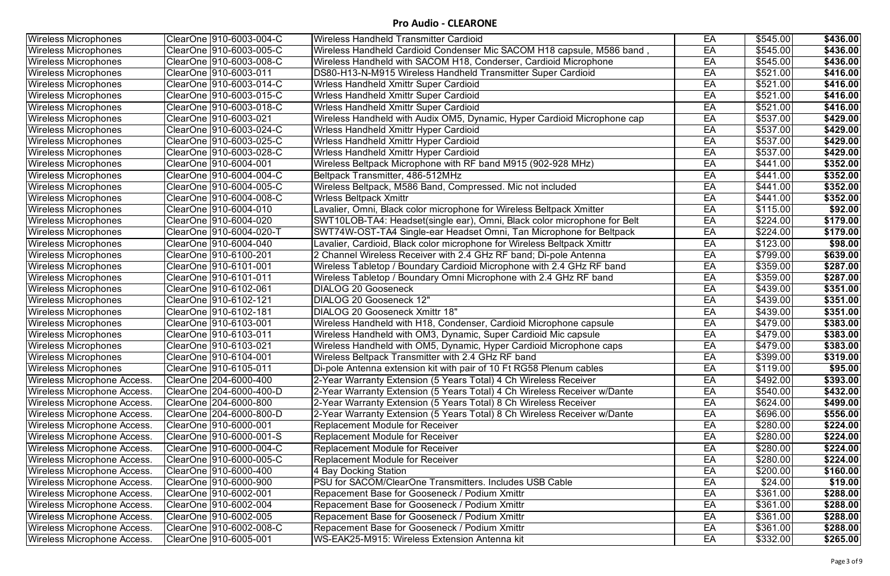## Pro Audio - CLEARONE

| | | | | | |
|---|---|---|---|---|---|
| Wireless Microphones | ClearOne 910-6003-004-C | Wireless Handheld Transmitter Cardioid | EA | $545.00 | **$436.00** |
| Wireless Microphones | ClearOne 910-6003-005-C | Wireless Handheld Cardioid Condenser Mic SACOM H18 capsule, M586 band , | EA | $545.00 | **$436.00** |
| Wireless Microphones | ClearOne 910-6003-008-C | Wireless Handheld with SACOM H18, Conderser, Cardioid Microphone | EA | $545.00 | **$436.00** |
| Wireless Microphones | ClearOne 910-6003-011 | DS80-H13-N-M915 Wireless Handheld Transmitter Super Cardioid | EA | $521.00 | **$416.00** |
| Wireless Microphones | ClearOne 910-6003-014-C | Wrless Handheld Xmittr Super Cardioid | EA | $521.00 | **$416.00** |
| Wireless Microphones | ClearOne 910-6003-015-C | Wrless Handheld Xmittr Super Cardioid | EA | $521.00 | **$416.00** |
| Wireless Microphones | ClearOne 910-6003-018-C | Wrless Handheld Xmittr Super Cardioid | EA | $521.00 | **$416.00** |
| Wireless Microphones | ClearOne 910-6003-021 | Wireless Handheld with Audix OM5, Dynamic, Hyper Cardioid Microphone cap | EA | $537.00 | **$429.00** |
| Wireless Microphones | ClearOne 910-6003-024-C | Wrless Handheld Xmittr Hyper Cardioid | EA | $537.00 | **$429.00** |
| Wireless Microphones | ClearOne 910-6003-025-C | Wrless Handheld Xmittr Hyper Cardioid | EA | $537.00 | **$429.00** |
| Wireless Microphones | ClearOne 910-6003-028-C | Wrless Handheld Xmittr Hyper Cardioid | EA | $537.00 | **$429.00** |
| Wireless Microphones | ClearOne 910-6004-001 | Wireless Beltpack Microphone with RF band M915 (902-928 MHz) | EA | $441.00 | **$352.00** |
| Wireless Microphones | ClearOne 910-6004-004-C | Beltpack Transmitter, 486-512MHz | EA | $441.00 | **$352.00** |
| Wireless Microphones | ClearOne 910-6004-005-C | Wireless Beltpack, M586 Band, Compressed. Mic not included | EA | $441.00 | **$352.00** |
| Wireless Microphones | ClearOne 910-6004-008-C | Wrless Beltpack Xmittr | EA | $441.00 | **$352.00** |
| Wireless Microphones | ClearOne 910-6004-010 | Lavalier, Omni, Black color microphone for Wireless Beltpack Xmitter | EA | $115.00 | **$92.00** |
| Wireless Microphones | ClearOne 910-6004-020 | SWT10LOB-TA4: Headset(single ear), Omni, Black color microphone for Belt | EA | $224.00 | **$179.00** |
| Wireless Microphones | ClearOne 910-6004-020-T | SWT74W-OST-TA4 Single-ear Headset Omni, Tan Microphone for Beltpack | EA | $224.00 | **$179.00** |
| Wireless Microphones | ClearOne 910-6004-040 | Lavalier, Cardioid, Black color microphone for Wireless Beltpack Xmittr | EA | $123.00 | **$98.00** |
| Wireless Microphones | ClearOne 910-6100-201 | 2 Channel Wireless Receiver with 2.4 GHz RF band; Di-pole Antenna | EA | $799.00 | **$639.00** |
| Wireless Microphones | ClearOne 910-6101-001 | Wireless Tabletop / Boundary Cardioid Microphone with 2.4 GHz RF band | EA | $359.00 | **$287.00** |
| Wireless Microphones | ClearOne 910-6101-011 | Wireless Tabletop / Boundary Omni Microphone with 2.4 GHz RF band | EA | $359.00 | **$287.00** |
| Wireless Microphones | ClearOne 910-6102-061 | DIALOG 20 Gooseneck | EA | $439.00 | **$351.00** |
| Wireless Microphones | ClearOne 910-6102-121 | DIALOG 20 Gooseneck 12" | EA | $439.00 | **$351.00** |
| Wireless Microphones | ClearOne 910-6102-181 | DIALOG 20 Gooseneck Xmittr 18" | EA | $439.00 | **$351.00** |
| Wireless Microphones | ClearOne 910-6103-001 | Wireless Handheld with H18, Condenser, Cardioid Microphone capsule | EA | $479.00 | **$383.00** |
| Wireless Microphones | ClearOne 910-6103-011 | Wireless Handheld with OM3, Dynamic, Super Cardioid Mic capsule | EA | $479.00 | **$383.00** |
| Wireless Microphones | ClearOne 910-6103-021 | Wireless Handheld with OM5, Dynamic, Hyper Cardioid Microphone caps | EA | $479.00 | **$383.00** |
| Wireless Microphones | ClearOne 910-6104-001 | Wireless Beltpack Transmitter with 2.4 GHz RF band | EA | $399.00 | **$319.00** |
| Wireless Microphones | ClearOne 910-6105-011 | Di-pole Antenna extension kit with pair of 10 Ft RG58 Plenum cables | EA | $119.00 | **$95.00** |
| Wireless Microphone Access. | ClearOne 204-6000-400 | 2-Year Warranty Extension (5 Years Total) 4 Ch Wireless Receiver | EA | $492.00 | **$393.00** |
| Wireless Microphone Access. | ClearOne 204-6000-400-D | 2-Year Warranty Extension (5 Years Total) 4 Ch Wireless Receiver w/Dante | EA | $540.00 | **$432.00** |
| Wireless Microphone Access. | ClearOne 204-6000-800 | 2-Year Warranty Extension (5 Years Total) 8 Ch Wireless Receiver | EA | $624.00 | **$499.00** |
| Wireless Microphone Access. | ClearOne 204-6000-800-D | 2-Year Warranty Extension (5 Years Total) 8 Ch Wireless Receiver w/Dante | EA | $696.00 | **$556.00** |
| Wireless Microphone Access. | ClearOne 910-6000-001 | Replacement Module for Receiver | EA | $280.00 | **$224.00** |
| Wireless Microphone Access. | ClearOne 910-6000-001-S | Replacement Module for Receiver | EA | $280.00 | **$224.00** |
| Wireless Microphone Access. | ClearOne 910-6000-004-C | Replacement Module for Receiver | EA | $280.00 | **$224.00** |
| Wireless Microphone Access. | ClearOne 910-6000-005-C | Replacement Module for Receiver | EA | $280.00 | **$224.00** |
| Wireless Microphone Access. | ClearOne 910-6000-400 | 4 Bay Docking Station | EA | $200.00 | **$160.00** |
| Wireless Microphone Access. | ClearOne 910-6000-900 | PSU for SACOM/ClearOne Transmitters. Includes USB Cable | EA | $24.00 | **$19.00** |
| Wireless Microphone Access. | ClearOne 910-6002-001 | Repacement Base for Gooseneck / Podium Xmittr | EA | $361.00 | **$288.00** |
| Wireless Microphone Access. | ClearOne 910-6002-004 | Repacement Base for Gooseneck / Podium Xmittr | EA | $361.00 | **$288.00** |
| Wireless Microphone Access. | ClearOne 910-6002-005 | Repacement Base for Gooseneck / Podium Xmittr | EA | $361.00 | **$288.00** |
| Wireless Microphone Access. | ClearOne 910-6002-008-C | Repacement Base for Gooseneck / Podium Xmittr | EA | $361.00 | **$288.00** |
| Wireless Microphone Access. | ClearOne 910-6005-001 | WS-EAK25-M915: Wireless Extension Antenna kit | EA | $332.00 | **$265.00** |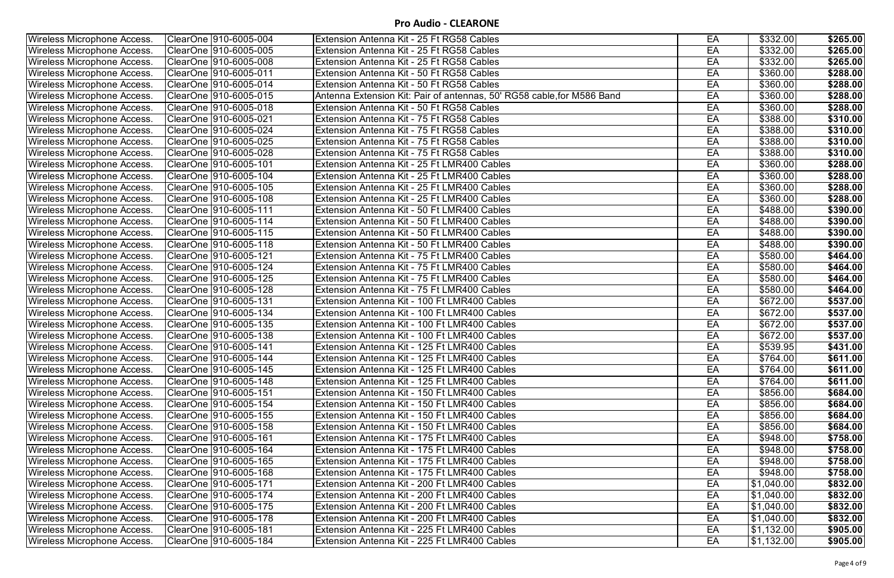## Pro Audio - CLEARONE

| | | | | | | |
|---|---|---|---|---|---|---|
| Wireless Microphone Access. | ClearOne | 910-6005-004 | Extension Antenna Kit - 25 Ft RG58 Cables | EA | $332.00 | **$265.00** |
| Wireless Microphone Access. | ClearOne | 910-6005-005 | Extension Antenna Kit - 25 Ft RG58 Cables | EA | $332.00 | **$265.00** |
| Wireless Microphone Access. | ClearOne | 910-6005-008 | Extension Antenna Kit - 25 Ft RG58 Cables | EA | $332.00 | **$265.00** |
| Wireless Microphone Access. | ClearOne | 910-6005-011 | Extension Antenna Kit - 50 Ft RG58 Cables | EA | $360.00 | **$288.00** |
| Wireless Microphone Access. | ClearOne | 910-6005-014 | Extension Antenna Kit - 50 Ft RG58 Cables | EA | $360.00 | **$288.00** |
| Wireless Microphone Access. | ClearOne | 910-6005-015 | Antenna Extension Kit: Pair of antennas, 50' RG58 cable,for M586 Band | EA | $360.00 | **$288.00** |
| Wireless Microphone Access. | ClearOne | 910-6005-018 | Extension Antenna Kit - 50 Ft RG58 Cables | EA | $360.00 | **$288.00** |
| Wireless Microphone Access. | ClearOne | 910-6005-021 | Extension Antenna Kit - 75 Ft RG58 Cables | EA | $388.00 | **$310.00** |
| Wireless Microphone Access. | ClearOne | 910-6005-024 | Extension Antenna Kit - 75 Ft RG58 Cables | EA | $388.00 | **$310.00** |
| Wireless Microphone Access. | ClearOne | 910-6005-025 | Extension Antenna Kit - 75 Ft RG58 Cables | EA | $388.00 | **$310.00** |
| Wireless Microphone Access. | ClearOne | 910-6005-028 | Extension Antenna Kit - 75 Ft RG58 Cables | EA | $388.00 | **$310.00** |
| Wireless Microphone Access. | ClearOne | 910-6005-101 | Extension Antenna Kit - 25 Ft LMR400 Cables | EA | $360.00 | **$288.00** |
| Wireless Microphone Access. | ClearOne | 910-6005-104 | Extension Antenna Kit - 25 Ft LMR400 Cables | EA | $360.00 | **$288.00** |
| Wireless Microphone Access. | ClearOne | 910-6005-105 | Extension Antenna Kit - 25 Ft LMR400 Cables | EA | $360.00 | **$288.00** |
| Wireless Microphone Access. | ClearOne | 910-6005-108 | Extension Antenna Kit - 25 Ft LMR400 Cables | EA | $360.00 | **$288.00** |
| Wireless Microphone Access. | ClearOne | 910-6005-111 | Extension Antenna Kit - 50 Ft LMR400 Cables | EA | $488.00 | **$390.00** |
| Wireless Microphone Access. | ClearOne | 910-6005-114 | Extension Antenna Kit - 50 Ft LMR400 Cables | EA | $488.00 | **$390.00** |
| Wireless Microphone Access. | ClearOne | 910-6005-115 | Extension Antenna Kit - 50 Ft LMR400 Cables | EA | $488.00 | **$390.00** |
| Wireless Microphone Access. | ClearOne | 910-6005-118 | Extension Antenna Kit - 50 Ft LMR400 Cables | EA | $488.00 | **$390.00** |
| Wireless Microphone Access. | ClearOne | 910-6005-121 | Extension Antenna Kit - 75 Ft LMR400 Cables | EA | $580.00 | **$464.00** |
| Wireless Microphone Access. | ClearOne | 910-6005-124 | Extension Antenna Kit - 75 Ft LMR400 Cables | EA | $580.00 | **$464.00** |
| Wireless Microphone Access. | ClearOne | 910-6005-125 | Extension Antenna Kit - 75 Ft LMR400 Cables | EA | $580.00 | **$464.00** |
| Wireless Microphone Access. | ClearOne | 910-6005-128 | Extension Antenna Kit - 75 Ft LMR400 Cables | EA | $580.00 | **$464.00** |
| Wireless Microphone Access. | ClearOne | 910-6005-131 | Extension Antenna Kit - 100 Ft LMR400 Cables | EA | $672.00 | **$537.00** |
| Wireless Microphone Access. | ClearOne | 910-6005-134 | Extension Antenna Kit - 100 Ft LMR400 Cables | EA | $672.00 | **$537.00** |
| Wireless Microphone Access. | ClearOne | 910-6005-135 | Extension Antenna Kit - 100 Ft LMR400 Cables | EA | $672.00 | **$537.00** |
| Wireless Microphone Access. | ClearOne | 910-6005-138 | Extension Antenna Kit - 100 Ft LMR400 Cables | EA | $672.00 | **$537.00** |
| Wireless Microphone Access. | ClearOne | 910-6005-141 | Extension Antenna Kit - 125 Ft LMR400 Cables | EA | $539.95 | **$431.00** |
| Wireless Microphone Access. | ClearOne | 910-6005-144 | Extension Antenna Kit - 125 Ft LMR400 Cables | EA | $764.00 | **$611.00** |
| Wireless Microphone Access. | ClearOne | 910-6005-145 | Extension Antenna Kit - 125 Ft LMR400 Cables | EA | $764.00 | **$611.00** |
| Wireless Microphone Access. | ClearOne | 910-6005-148 | Extension Antenna Kit - 125 Ft LMR400 Cables | EA | $764.00 | **$611.00** |
| Wireless Microphone Access. | ClearOne | 910-6005-151 | Extension Antenna Kit - 150 Ft LMR400 Cables | EA | $856.00 | **$684.00** |
| Wireless Microphone Access. | ClearOne | 910-6005-154 | Extension Antenna Kit - 150 Ft LMR400 Cables | EA | $856.00 | **$684.00** |
| Wireless Microphone Access. | ClearOne | 910-6005-155 | Extension Antenna Kit - 150 Ft LMR400 Cables | EA | $856.00 | **$684.00** |
| Wireless Microphone Access. | ClearOne | 910-6005-158 | Extension Antenna Kit - 150 Ft LMR400 Cables | EA | $856.00 | **$684.00** |
| Wireless Microphone Access. | ClearOne | 910-6005-161 | Extension Antenna Kit - 175 Ft LMR400 Cables | EA | $948.00 | **$758.00** |
| Wireless Microphone Access. | ClearOne | 910-6005-164 | Extension Antenna Kit - 175 Ft LMR400 Cables | EA | $948.00 | **$758.00** |
| Wireless Microphone Access. | ClearOne | 910-6005-165 | Extension Antenna Kit - 175 Ft LMR400 Cables | EA | $948.00 | **$758.00** |
| Wireless Microphone Access. | ClearOne | 910-6005-168 | Extension Antenna Kit - 175 Ft LMR400 Cables | EA | $948.00 | **$758.00** |
| Wireless Microphone Access. | ClearOne | 910-6005-171 | Extension Antenna Kit - 200 Ft LMR400 Cables | EA | $1,040.00 | **$832.00** |
| Wireless Microphone Access. | ClearOne | 910-6005-174 | Extension Antenna Kit - 200 Ft LMR400 Cables | EA | $1,040.00 | **$832.00** |
| Wireless Microphone Access. | ClearOne | 910-6005-175 | Extension Antenna Kit - 200 Ft LMR400 Cables | EA | $1,040.00 | **$832.00** |
| Wireless Microphone Access. | ClearOne | 910-6005-178 | Extension Antenna Kit - 200 Ft LMR400 Cables | EA | $1,040.00 | **$832.00** |
| Wireless Microphone Access. | ClearOne | 910-6005-181 | Extension Antenna Kit - 225 Ft LMR400 Cables | EA | $1,132.00 | **$905.00** |
| Wireless Microphone Access. | ClearOne | 910-6005-184 | Extension Antenna Kit - 225 Ft LMR400 Cables | EA | $1,132.00 | **$905.00** |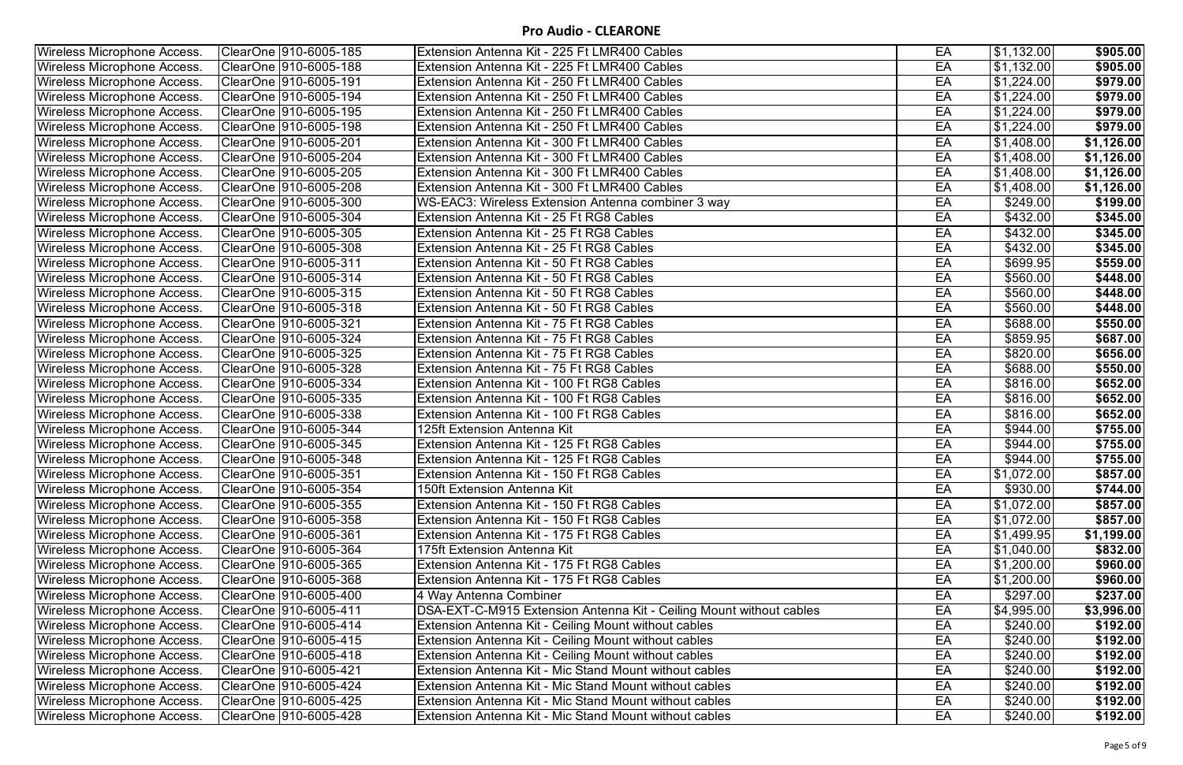## Pro Audio - CLEARONE

| | | | | | |
|---|---|---|---|---|---|
| Wireless Microphone Access. | ClearOne 910-6005-185 | Extension Antenna Kit - 225 Ft LMR400 Cables | EA | $1,132.00 | **$905.00** |
| Wireless Microphone Access. | ClearOne 910-6005-188 | Extension Antenna Kit - 225 Ft LMR400 Cables | EA | $1,132.00 | **$905.00** |
| Wireless Microphone Access. | ClearOne 910-6005-191 | Extension Antenna Kit - 250 Ft LMR400 Cables | EA | $1,224.00 | **$979.00** |
| Wireless Microphone Access. | ClearOne 910-6005-194 | Extension Antenna Kit - 250 Ft LMR400 Cables | EA | $1,224.00 | **$979.00** |
| Wireless Microphone Access. | ClearOne 910-6005-195 | Extension Antenna Kit - 250 Ft LMR400 Cables | EA | $1,224.00 | **$979.00** |
| Wireless Microphone Access. | ClearOne 910-6005-198 | Extension Antenna Kit - 250 Ft LMR400 Cables | EA | $1,224.00 | **$979.00** |
| Wireless Microphone Access. | ClearOne 910-6005-201 | Extension Antenna Kit - 300 Ft LMR400 Cables | EA | $1,408.00 | **$1,126.00** |
| Wireless Microphone Access. | ClearOne 910-6005-204 | Extension Antenna Kit - 300 Ft LMR400 Cables | EA | $1,408.00 | **$1,126.00** |
| Wireless Microphone Access. | ClearOne 910-6005-205 | Extension Antenna Kit - 300 Ft LMR400 Cables | EA | $1,408.00 | **$1,126.00** |
| Wireless Microphone Access. | ClearOne 910-6005-208 | Extension Antenna Kit - 300 Ft LMR400 Cables | EA | $1,408.00 | **$1,126.00** |
| Wireless Microphone Access. | ClearOne 910-6005-300 | WS-EAC3: Wireless Extension Antenna combiner 3 way | EA | $249.00 | **$199.00** |
| Wireless Microphone Access. | ClearOne 910-6005-304 | Extension Antenna Kit - 25 Ft RG8 Cables | EA | $432.00 | **$345.00** |
| Wireless Microphone Access. | ClearOne 910-6005-305 | Extension Antenna Kit - 25 Ft RG8 Cables | EA | $432.00 | **$345.00** |
| Wireless Microphone Access. | ClearOne 910-6005-308 | Extension Antenna Kit - 25 Ft RG8 Cables | EA | $432.00 | **$345.00** |
| Wireless Microphone Access. | ClearOne 910-6005-311 | Extension Antenna Kit - 50 Ft RG8 Cables | EA | $699.95 | **$559.00** |
| Wireless Microphone Access. | ClearOne 910-6005-314 | Extension Antenna Kit - 50 Ft RG8 Cables | EA | $560.00 | **$448.00** |
| Wireless Microphone Access. | ClearOne 910-6005-315 | Extension Antenna Kit - 50 Ft RG8 Cables | EA | $560.00 | **$448.00** |
| Wireless Microphone Access. | ClearOne 910-6005-318 | Extension Antenna Kit - 50 Ft RG8 Cables | EA | $560.00 | **$448.00** |
| Wireless Microphone Access. | ClearOne 910-6005-321 | Extension Antenna Kit - 75 Ft RG8 Cables | EA | $688.00 | **$550.00** |
| Wireless Microphone Access. | ClearOne 910-6005-324 | Extension Antenna Kit - 75 Ft RG8 Cables | EA | $859.95 | **$687.00** |
| Wireless Microphone Access. | ClearOne 910-6005-325 | Extension Antenna Kit - 75 Ft RG8 Cables | EA | $820.00 | **$656.00** |
| Wireless Microphone Access. | ClearOne 910-6005-328 | Extension Antenna Kit - 75 Ft RG8 Cables | EA | $688.00 | **$550.00** |
| Wireless Microphone Access. | ClearOne 910-6005-334 | Extension Antenna Kit - 100 Ft RG8 Cables | EA | $816.00 | **$652.00** |
| Wireless Microphone Access. | ClearOne 910-6005-335 | Extension Antenna Kit - 100 Ft RG8 Cables | EA | $816.00 | **$652.00** |
| Wireless Microphone Access. | ClearOne 910-6005-338 | Extension Antenna Kit - 100 Ft RG8 Cables | EA | $816.00 | **$652.00** |
| Wireless Microphone Access. | ClearOne 910-6005-344 | 125ft Extension Antenna Kit | EA | $944.00 | **$755.00** |
| Wireless Microphone Access. | ClearOne 910-6005-345 | Extension Antenna Kit - 125 Ft RG8 Cables | EA | $944.00 | **$755.00** |
| Wireless Microphone Access. | ClearOne 910-6005-348 | Extension Antenna Kit - 125 Ft RG8 Cables | EA | $944.00 | **$755.00** |
| Wireless Microphone Access. | ClearOne 910-6005-351 | Extension Antenna Kit - 150 Ft RG8 Cables | EA | $1,072.00 | **$857.00** |
| Wireless Microphone Access. | ClearOne 910-6005-354 | 150ft Extension Antenna Kit | EA | $930.00 | **$744.00** |
| Wireless Microphone Access. | ClearOne 910-6005-355 | Extension Antenna Kit - 150 Ft RG8 Cables | EA | $1,072.00 | **$857.00** |
| Wireless Microphone Access. | ClearOne 910-6005-358 | Extension Antenna Kit - 150 Ft RG8 Cables | EA | $1,072.00 | **$857.00** |
| Wireless Microphone Access. | ClearOne 910-6005-361 | Extension Antenna Kit - 175 Ft RG8 Cables | EA | $1,499.95 | **$1,199.00** |
| Wireless Microphone Access. | ClearOne 910-6005-364 | 175ft Extension Antenna Kit | EA | $1,040.00 | **$832.00** |
| Wireless Microphone Access. | ClearOne 910-6005-365 | Extension Antenna Kit - 175 Ft RG8 Cables | EA | $1,200.00 | **$960.00** |
| Wireless Microphone Access. | ClearOne 910-6005-368 | Extension Antenna Kit - 175 Ft RG8 Cables | EA | $1,200.00 | **$960.00** |
| Wireless Microphone Access. | ClearOne 910-6005-400 | 4 Way Antenna Combiner | EA | $297.00 | **$237.00** |
| Wireless Microphone Access. | ClearOne 910-6005-411 | DSA-EXT-C-M915 Extension Antenna Kit - Ceiling Mount without cables | EA | $4,995.00 | **$3,996.00** |
| Wireless Microphone Access. | ClearOne 910-6005-414 | Extension Antenna Kit - Ceiling Mount without cables | EA | $240.00 | **$192.00** |
| Wireless Microphone Access. | ClearOne 910-6005-415 | Extension Antenna Kit - Ceiling Mount without cables | EA | $240.00 | **$192.00** |
| Wireless Microphone Access. | ClearOne 910-6005-418 | Extension Antenna Kit - Ceiling Mount without cables | EA | $240.00 | **$192.00** |
| Wireless Microphone Access. | ClearOne 910-6005-421 | Extension Antenna Kit - Mic Stand Mount without cables | EA | $240.00 | **$192.00** |
| Wireless Microphone Access. | ClearOne 910-6005-424 | Extension Antenna Kit - Mic Stand Mount without cables | EA | $240.00 | **$192.00** |
| Wireless Microphone Access. | ClearOne 910-6005-425 | Extension Antenna Kit - Mic Stand Mount without cables | EA | $240.00 | **$192.00** |
| Wireless Microphone Access. | ClearOne 910-6005-428 | Extension Antenna Kit - Mic Stand Mount without cables | EA | $240.00 | **$192.00** |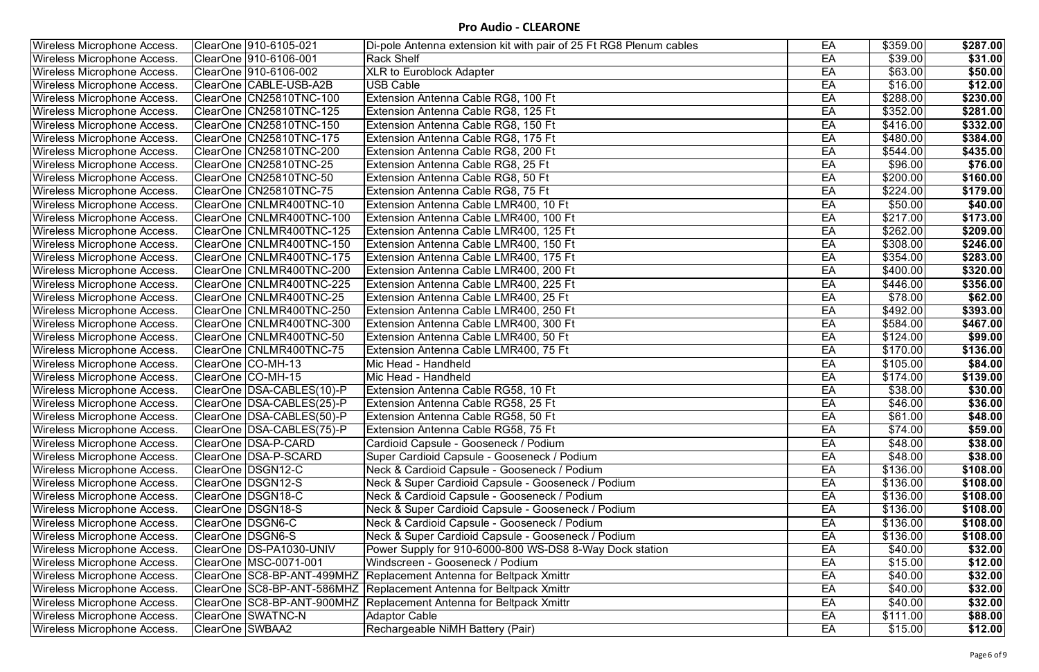## Pro Audio - CLEARONE

| | | | | | | |
|---|---|---|---|---|---|---|
| Wireless Microphone Access. | ClearOne | 910-6105-021 | Di-pole Antenna extension kit with pair of 25 Ft RG8 Plenum cables | EA | $359.00 | **$287.00** |
| Wireless Microphone Access. | ClearOne | 910-6106-001 | Rack Shelf | EA | $39.00 | **$31.00** |
| Wireless Microphone Access. | ClearOne | 910-6106-002 | XLR to Euroblock Adapter | EA | $63.00 | **$50.00** |
| Wireless Microphone Access. | ClearOne | CABLE-USB-A2B | USB Cable | EA | $16.00 | **$12.00** |
| Wireless Microphone Access. | ClearOne | CN25810TNC-100 | Extension Antenna Cable RG8, 100 Ft | EA | $288.00 | **$230.00** |
| Wireless Microphone Access. | ClearOne | CN25810TNC-125 | Extension Antenna Cable RG8, 125 Ft | EA | $352.00 | **$281.00** |
| Wireless Microphone Access. | ClearOne | CN25810TNC-150 | Extension Antenna Cable RG8, 150 Ft | EA | $416.00 | **$332.00** |
| Wireless Microphone Access. | ClearOne | CN25810TNC-175 | Extension Antenna Cable RG8, 175 Ft | EA | $480.00 | **$384.00** |
| Wireless Microphone Access. | ClearOne | CN25810TNC-200 | Extension Antenna Cable RG8, 200 Ft | EA | $544.00 | **$435.00** |
| Wireless Microphone Access. | ClearOne | CN25810TNC-25 | Extension Antenna Cable RG8, 25 Ft | EA | $96.00 | **$76.00** |
| Wireless Microphone Access. | ClearOne | CN25810TNC-50 | Extension Antenna Cable RG8, 50 Ft | EA | $200.00 | **$160.00** |
| Wireless Microphone Access. | ClearOne | CN25810TNC-75 | Extension Antenna Cable RG8, 75 Ft | EA | $224.00 | **$179.00** |
| Wireless Microphone Access. | ClearOne | CNLMR400TNC-10 | Extension Antenna Cable LMR400, 10 Ft | EA | $50.00 | **$40.00** |
| Wireless Microphone Access. | ClearOne | CNLMR400TNC-100 | Extension Antenna Cable LMR400, 100 Ft | EA | $217.00 | **$173.00** |
| Wireless Microphone Access. | ClearOne | CNLMR400TNC-125 | Extension Antenna Cable LMR400, 125 Ft | EA | $262.00 | **$209.00** |
| Wireless Microphone Access. | ClearOne | CNLMR400TNC-150 | Extension Antenna Cable LMR400, 150 Ft | EA | $308.00 | **$246.00** |
| Wireless Microphone Access. | ClearOne | CNLMR400TNC-175 | Extension Antenna Cable LMR400, 175 Ft | EA | $354.00 | **$283.00** |
| Wireless Microphone Access. | ClearOne | CNLMR400TNC-200 | Extension Antenna Cable LMR400, 200 Ft | EA | $400.00 | **$320.00** |
| Wireless Microphone Access. | ClearOne | CNLMR400TNC-225 | Extension Antenna Cable LMR400, 225 Ft | EA | $446.00 | **$356.00** |
| Wireless Microphone Access. | ClearOne | CNLMR400TNC-25 | Extension Antenna Cable LMR400, 25 Ft | EA | $78.00 | **$62.00** |
| Wireless Microphone Access. | ClearOne | CNLMR400TNC-250 | Extension Antenna Cable LMR400, 250 Ft | EA | $492.00 | **$393.00** |
| Wireless Microphone Access. | ClearOne | CNLMR400TNC-300 | Extension Antenna Cable LMR400, 300 Ft | EA | $584.00 | **$467.00** |
| Wireless Microphone Access. | ClearOne | CNLMR400TNC-50 | Extension Antenna Cable LMR400, 50 Ft | EA | $124.00 | **$99.00** |
| Wireless Microphone Access. | ClearOne | CNLMR400TNC-75 | Extension Antenna Cable LMR400, 75 Ft | EA | $170.00 | **$136.00** |
| Wireless Microphone Access. | ClearOne | CO-MH-13 | Mic Head - Handheld | EA | $105.00 | **$84.00** |
| Wireless Microphone Access. | ClearOne | CO-MH-15 | Mic Head - Handheld | EA | $174.00 | **$139.00** |
| Wireless Microphone Access. | ClearOne | DSA-CABLES(10)-P | Extension Antenna Cable RG58, 10 Ft | EA | $38.00 | **$30.00** |
| Wireless Microphone Access. | ClearOne | DSA-CABLES(25)-P | Extension Antenna Cable RG58, 25 Ft | EA | $46.00 | **$36.00** |
| Wireless Microphone Access. | ClearOne | DSA-CABLES(50)-P | Extension Antenna Cable RG58, 50 Ft | EA | $61.00 | **$48.00** |
| Wireless Microphone Access. | ClearOne | DSA-CABLES(75)-P | Extension Antenna Cable RG58, 75 Ft | EA | $74.00 | **$59.00** |
| Wireless Microphone Access. | ClearOne | DSA-P-CARD | Cardioid Capsule - Gooseneck / Podium | EA | $48.00 | **$38.00** |
| Wireless Microphone Access. | ClearOne | DSA-P-SCARD | Super Cardioid Capsule - Gooseneck / Podium | EA | $48.00 | **$38.00** |
| Wireless Microphone Access. | ClearOne | DSGN12-C | Neck & Cardioid Capsule - Gooseneck / Podium | EA | $136.00 | **$108.00** |
| Wireless Microphone Access. | ClearOne | DSGN12-S | Neck & Super Cardioid Capsule - Gooseneck / Podium | EA | $136.00 | **$108.00** |
| Wireless Microphone Access. | ClearOne | DSGN18-C | Neck & Cardioid Capsule - Gooseneck / Podium | EA | $136.00 | **$108.00** |
| Wireless Microphone Access. | ClearOne | DSGN18-S | Neck & Super Cardioid Capsule - Gooseneck / Podium | EA | $136.00 | **$108.00** |
| Wireless Microphone Access. | ClearOne | DSGN6-C | Neck & Cardioid Capsule - Gooseneck / Podium | EA | $136.00 | **$108.00** |
| Wireless Microphone Access. | ClearOne | DSGN6-S | Neck & Super Cardioid Capsule - Gooseneck / Podium | EA | $136.00 | **$108.00** |
| Wireless Microphone Access. | ClearOne | DS-PA1030-UNIV | Power Supply for 910-6000-800 WS-DS8 8-Way Dock station | EA | $40.00 | **$32.00** |
| Wireless Microphone Access. | ClearOne | MSC-0071-001 | Windscreen - Gooseneck / Podium | EA | $15.00 | **$12.00** |
| Wireless Microphone Access. | ClearOne | SC8-BP-ANT-499MHZ | Replacement Antenna for Beltpack Xmittr | EA | $40.00 | **$32.00** |
| Wireless Microphone Access. | ClearOne | SC8-BP-ANT-586MHZ | Replacement Antenna for Beltpack Xmittr | EA | $40.00 | **$32.00** |
| Wireless Microphone Access. | ClearOne | SC8-BP-ANT-900MHZ | Replacement Antenna for Beltpack Xmittr | EA | $40.00 | **$32.00** |
| Wireless Microphone Access. | ClearOne | SWATNC-N | Adaptor Cable | EA | $111.00 | **$88.00** |
| Wireless Microphone Access. | ClearOne | SWBAA2 | Rechargeable NiMH Battery (Pair) | EA | $15.00 | **$12.00** |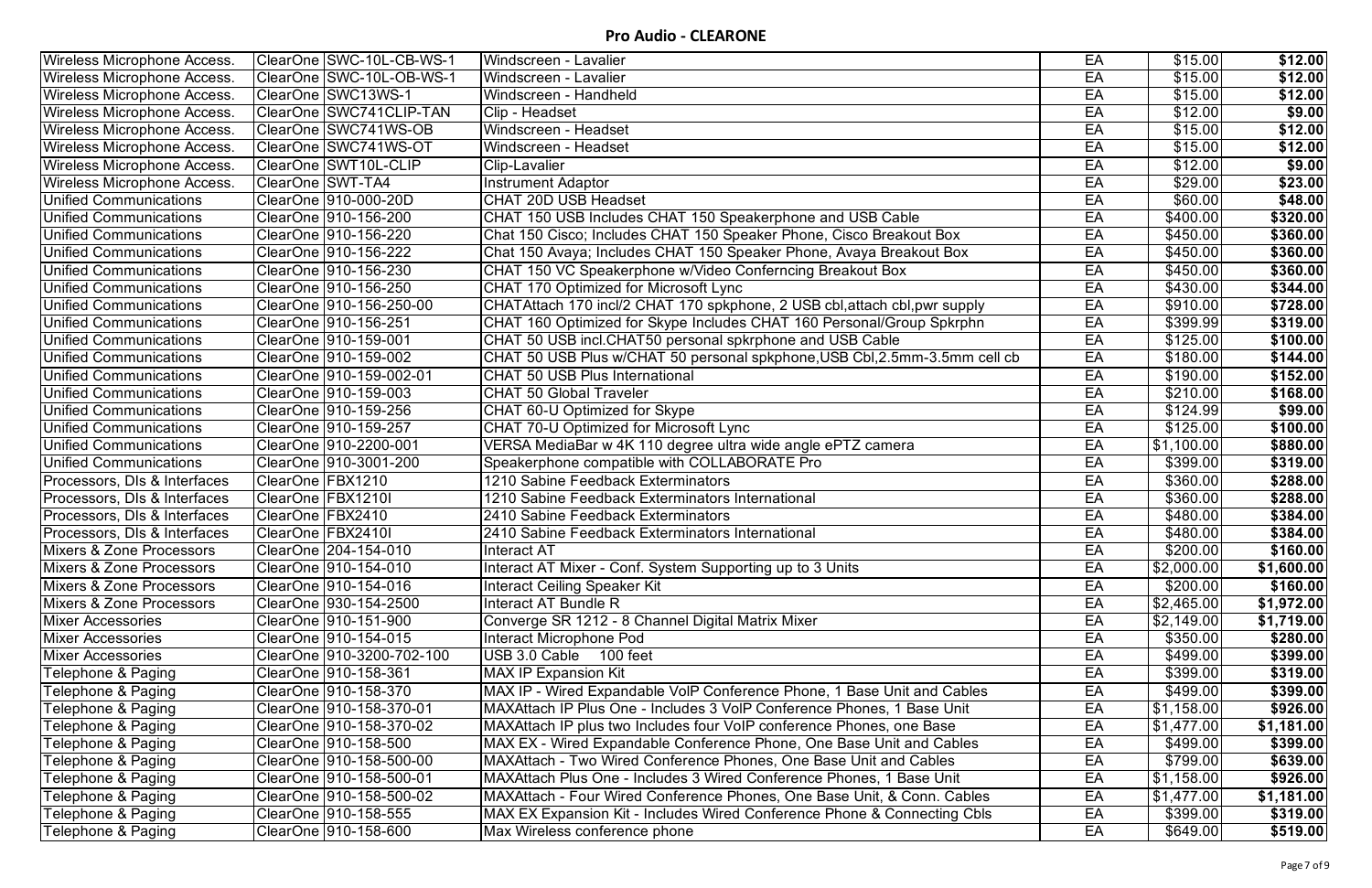## Pro Audio - CLEARONE

| | | | | | | |
|---|---|---|---|---|---|---|
| Wireless Microphone Access. | ClearOne | SWC-10L-CB-WS-1 | Windscreen - Lavalier | EA | $15.00 | **$12.00** |
| Wireless Microphone Access. | ClearOne | SWC-10L-OB-WS-1 | Windscreen - Lavalier | EA | $15.00 | **$12.00** |
| Wireless Microphone Access. | ClearOne | SWC13WS-1 | Windscreen - Handheld | EA | $15.00 | **$12.00** |
| Wireless Microphone Access. | ClearOne | SWC741CLIP-TAN | Clip - Headset | EA | $12.00 | **$9.00** |
| Wireless Microphone Access. | ClearOne | SWC741WS-OB | Windscreen - Headset | EA | $15.00 | **$12.00** |
| Wireless Microphone Access. | ClearOne | SWC741WS-OT | Windscreen - Headset | EA | $15.00 | **$12.00** |
| Wireless Microphone Access. | ClearOne | SWT10L-CLIP | Clip-Lavalier | EA | $12.00 | **$9.00** |
| Wireless Microphone Access. | ClearOne | SWT-TA4 | Instrument Adaptor | EA | $29.00 | **$23.00** |
| Unified Communications | ClearOne | 910-000-20D | CHAT 20D USB Headset | EA | $60.00 | **$48.00** |
| Unified Communications | ClearOne | 910-156-200 | CHAT 150 USB Includes CHAT 150 Speakerphone and USB Cable | EA | $400.00 | **$320.00** |
| Unified Communications | ClearOne | 910-156-220 | Chat 150 Cisco; Includes CHAT 150 Speaker Phone, Cisco Breakout Box | EA | $450.00 | **$360.00** |
| Unified Communications | ClearOne | 910-156-222 | Chat 150 Avaya; Includes CHAT 150 Speaker Phone, Avaya Breakout Box | EA | $450.00 | **$360.00** |
| Unified Communications | ClearOne | 910-156-230 | CHAT 150 VC Speakerphone w/Video Conferncing Breakout Box | EA | $450.00 | **$360.00** |
| Unified Communications | ClearOne | 910-156-250 | CHAT 170 Optimized for Microsoft Lync | EA | $430.00 | **$344.00** |
| Unified Communications | ClearOne | 910-156-250-00 | CHATAttach 170 incl/2 CHAT 170 spkphone, 2 USB cbl,attach cbl,pwr supply | EA | $910.00 | **$728.00** |
| Unified Communications | ClearOne | 910-156-251 | CHAT 160 Optimized for Skype Includes CHAT 160 Personal/Group Spkrphn | EA | $399.99 | **$319.00** |
| Unified Communications | ClearOne | 910-159-001 | CHAT 50 USB incl.CHAT50 personal spkrphone and USB Cable | EA | $125.00 | **$100.00** |
| Unified Communications | ClearOne | 910-159-002 | CHAT 50 USB Plus w/CHAT 50 personal spkphone,USB Cbl,2.5mm-3.5mm cell cb | EA | $180.00 | **$144.00** |
| Unified Communications | ClearOne | 910-159-002-01 | CHAT 50 USB Plus International | EA | $190.00 | **$152.00** |
| Unified Communications | ClearOne | 910-159-003 | CHAT 50 Global Traveler | EA | $210.00 | **$168.00** |
| Unified Communications | ClearOne | 910-159-256 | CHAT 60-U Optimized for Skype | EA | $124.99 | **$99.00** |
| Unified Communications | ClearOne | 910-159-257 | CHAT 70-U Optimized for Microsoft Lync | EA | $125.00 | **$100.00** |
| Unified Communications | ClearOne | 910-2200-001 | VERSA MediaBar w 4K 110 degree ultra wide angle ePTZ camera | EA | $1,100.00 | **$880.00** |
| Unified Communications | ClearOne | 910-3001-200 | Speakerphone compatible with COLLABORATE Pro | EA | $399.00 | **$319.00** |
| Processors, DIs & Interfaces | ClearOne | FBX1210 | 1210 Sabine Feedback Exterminators | EA | $360.00 | **$288.00** |
| Processors, DIs & Interfaces | ClearOne | FBX1210I | 1210 Sabine Feedback Exterminators International | EA | $360.00 | **$288.00** |
| Processors, DIs & Interfaces | ClearOne | FBX2410 | 2410 Sabine Feedback Exterminators | EA | $480.00 | **$384.00** |
| Processors, DIs & Interfaces | ClearOne | FBX2410I | 2410 Sabine Feedback Exterminators International | EA | $480.00 | **$384.00** |
| Mixers & Zone Processors | ClearOne | 204-154-010 | Interact AT | EA | $200.00 | **$160.00** |
| Mixers & Zone Processors | ClearOne | 910-154-010 | Interact AT Mixer - Conf. System Supporting up to 3 Units | EA | $2,000.00 | **$1,600.00** |
| Mixers & Zone Processors | ClearOne | 910-154-016 | Interact Ceiling Speaker Kit | EA | $200.00 | **$160.00** |
| Mixers & Zone Processors | ClearOne | 930-154-2500 | Interact AT Bundle R | EA | $2,465.00 | **$1,972.00** |
| Mixer Accessories | ClearOne | 910-151-900 | Converge SR 1212 - 8 Channel Digital Matrix Mixer | EA | $2,149.00 | **$1,719.00** |
| Mixer Accessories | ClearOne | 910-154-015 | Interact Microphone Pod | EA | $350.00 | **$280.00** |
| Mixer Accessories | ClearOne | 910-3200-702-100 | USB 3.0 Cable 100 feet | EA | $499.00 | **$399.00** |
| Telephone & Paging | ClearOne | 910-158-361 | MAX IP Expansion Kit | EA | $399.00 | **$319.00** |
| Telephone & Paging | ClearOne | 910-158-370 | MAX IP - Wired Expandable VoIP Conference Phone, 1 Base Unit and Cables | EA | $499.00 | **$399.00** |
| Telephone & Paging | ClearOne | 910-158-370-01 | MAXAttach IP Plus One - Includes 3 VoIP Conference Phones, 1 Base Unit | EA | $1,158.00 | **$926.00** |
| Telephone & Paging | ClearOne | 910-158-370-02 | MAXAttach IP plus two Includes four VoIP conference Phones, one Base | EA | $1,477.00 | **$1,181.00** |
| Telephone & Paging | ClearOne | 910-158-500 | MAX EX - Wired Expandable Conference Phone, One Base Unit and Cables | EA | $499.00 | **$399.00** |
| Telephone & Paging | ClearOne | 910-158-500-00 | MAXAttach - Two Wired Conference Phones, One Base Unit and Cables | EA | $799.00 | **$639.00** |
| Telephone & Paging | ClearOne | 910-158-500-01 | MAXAttach Plus One - Includes 3 Wired Conference Phones, 1 Base Unit | EA | $1,158.00 | **$926.00** |
| Telephone & Paging | ClearOne | 910-158-500-02 | MAXAttach - Four Wired Conference Phones, One Base Unit, & Conn. Cables | EA | $1,477.00 | **$1,181.00** |
| Telephone & Paging | ClearOne | 910-158-555 | MAX EX Expansion Kit - Includes Wired Conference Phone & Connecting Cbls | EA | $399.00 | **$319.00** |
| Telephone & Paging | ClearOne | 910-158-600 | Max Wireless conference phone | EA | $649.00 | **$519.00** |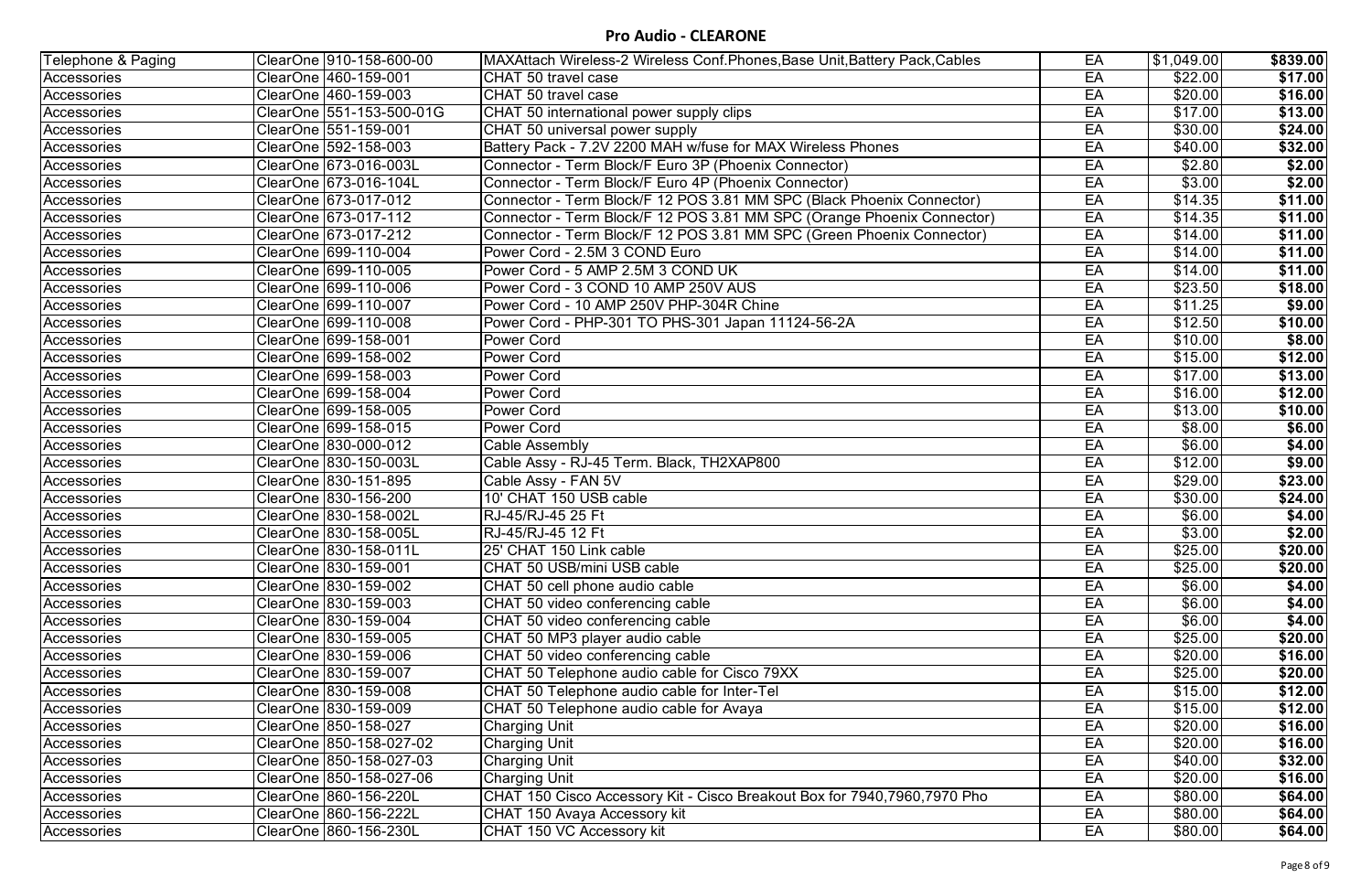## Pro Audio - CLEARONE

| | | | | | | |
|---|---|---|---|---|---|---|
| Telephone & Paging | ClearOne | 910-158-600-00 | MAXAttach Wireless-2 Wireless Conf.Phones,Base Unit,Battery Pack,Cables | EA | $1,049.00 | **$839.00** |
| Accessories | ClearOne | 460-159-001 | CHAT 50 travel case | EA | $22.00 | **$17.00** |
| Accessories | ClearOne | 460-159-003 | CHAT 50 travel case | EA | $20.00 | **$16.00** |
| Accessories | ClearOne | 551-153-500-01G | CHAT 50 international power supply clips | EA | $17.00 | **$13.00** |
| Accessories | ClearOne | 551-159-001 | CHAT 50 universal power supply | EA | $30.00 | **$24.00** |
| Accessories | ClearOne | 592-158-003 | Battery Pack - 7.2V 2200 MAH w/fuse for MAX Wireless Phones | EA | $40.00 | **$32.00** |
| Accessories | ClearOne | 673-016-003L | Connector - Term Block/F Euro 3P (Phoenix Connector) | EA | $2.80 | **$2.00** |
| Accessories | ClearOne | 673-016-104L | Connector - Term Block/F Euro 4P (Phoenix Connector) | EA | $3.00 | **$2.00** |
| Accessories | ClearOne | 673-017-012 | Connector - Term Block/F 12 POS 3.81 MM SPC (Black Phoenix Connector) | EA | $14.35 | **$11.00** |
| Accessories | ClearOne | 673-017-112 | Connector - Term Block/F 12 POS 3.81 MM SPC (Orange Phoenix Connector) | EA | $14.35 | **$11.00** |
| Accessories | ClearOne | 673-017-212 | Connector - Term Block/F 12 POS 3.81 MM SPC (Green Phoenix Connector) | EA | $14.00 | **$11.00** |
| Accessories | ClearOne | 699-110-004 | Power Cord - 2.5M 3 COND Euro | EA | $14.00 | **$11.00** |
| Accessories | ClearOne | 699-110-005 | Power Cord - 5 AMP 2.5M 3 COND UK | EA | $14.00 | **$11.00** |
| Accessories | ClearOne | 699-110-006 | Power Cord - 3 COND 10 AMP 250V AUS | EA | $23.50 | **$18.00** |
| Accessories | ClearOne | 699-110-007 | Power Cord - 10 AMP 250V PHP-304R Chine | EA | $11.25 | **$9.00** |
| Accessories | ClearOne | 699-110-008 | Power Cord - PHP-301 TO PHS-301 Japan 11124-56-2A | EA | $12.50 | **$10.00** |
| Accessories | ClearOne | 699-158-001 | Power Cord | EA | $10.00 | **$8.00** |
| Accessories | ClearOne | 699-158-002 | Power Cord | EA | $15.00 | **$12.00** |
| Accessories | ClearOne | 699-158-003 | Power Cord | EA | $17.00 | **$13.00** |
| Accessories | ClearOne | 699-158-004 | Power Cord | EA | $16.00 | **$12.00** |
| Accessories | ClearOne | 699-158-005 | Power Cord | EA | $13.00 | **$10.00** |
| Accessories | ClearOne | 699-158-015 | Power Cord | EA | $8.00 | **$6.00** |
| Accessories | ClearOne | 830-000-012 | Cable Assembly | EA | $6.00 | **$4.00** |
| Accessories | ClearOne | 830-150-003L | Cable Assy - RJ-45 Term. Black, TH2XAP800 | EA | $12.00 | **$9.00** |
| Accessories | ClearOne | 830-151-895 | Cable Assy - FAN 5V | EA | $29.00 | **$23.00** |
| Accessories | ClearOne | 830-156-200 | 10' CHAT 150 USB cable | EA | $30.00 | **$24.00** |
| Accessories | ClearOne | 830-158-002L | RJ-45/RJ-45 25 Ft | EA | $6.00 | **$4.00** |
| Accessories | ClearOne | 830-158-005L | RJ-45/RJ-45 12 Ft | EA | $3.00 | **$2.00** |
| Accessories | ClearOne | 830-158-011L | 25' CHAT 150 Link cable | EA | $25.00 | **$20.00** |
| Accessories | ClearOne | 830-159-001 | CHAT 50 USB/mini USB cable | EA | $25.00 | **$20.00** |
| Accessories | ClearOne | 830-159-002 | CHAT 50 cell phone audio cable | EA | $6.00 | **$4.00** |
| Accessories | ClearOne | 830-159-003 | CHAT 50 video conferencing cable | EA | $6.00 | **$4.00** |
| Accessories | ClearOne | 830-159-004 | CHAT 50 video conferencing cable | EA | $6.00 | **$4.00** |
| Accessories | ClearOne | 830-159-005 | CHAT 50 MP3 player audio cable | EA | $25.00 | **$20.00** |
| Accessories | ClearOne | 830-159-006 | CHAT 50 video conferencing cable | EA | $20.00 | **$16.00** |
| Accessories | ClearOne | 830-159-007 | CHAT 50 Telephone audio cable for Cisco 79XX | EA | $25.00 | **$20.00** |
| Accessories | ClearOne | 830-159-008 | CHAT 50 Telephone audio cable for Inter-Tel | EA | $15.00 | **$12.00** |
| Accessories | ClearOne | 830-159-009 | CHAT 50 Telephone audio cable for Avaya | EA | $15.00 | **$12.00** |
| Accessories | ClearOne | 850-158-027 | Charging Unit | EA | $20.00 | **$16.00** |
| Accessories | ClearOne | 850-158-027-02 | Charging Unit | EA | $20.00 | **$16.00** |
| Accessories | ClearOne | 850-158-027-03 | Charging Unit | EA | $40.00 | **$32.00** |
| Accessories | ClearOne | 850-158-027-06 | Charging Unit | EA | $20.00 | **$16.00** |
| Accessories | ClearOne | 860-156-220L | CHAT 150 Cisco Accessory Kit - Cisco Breakout Box for 7940,7960,7970 Pho | EA | $80.00 | **$64.00** |
| Accessories | ClearOne | 860-156-222L | CHAT 150 Avaya Accessory kit | EA | $80.00 | **$64.00** |
| Accessories | ClearOne | 860-156-230L | CHAT 150 VC Accessory kit | EA | $80.00 | **$64.00** |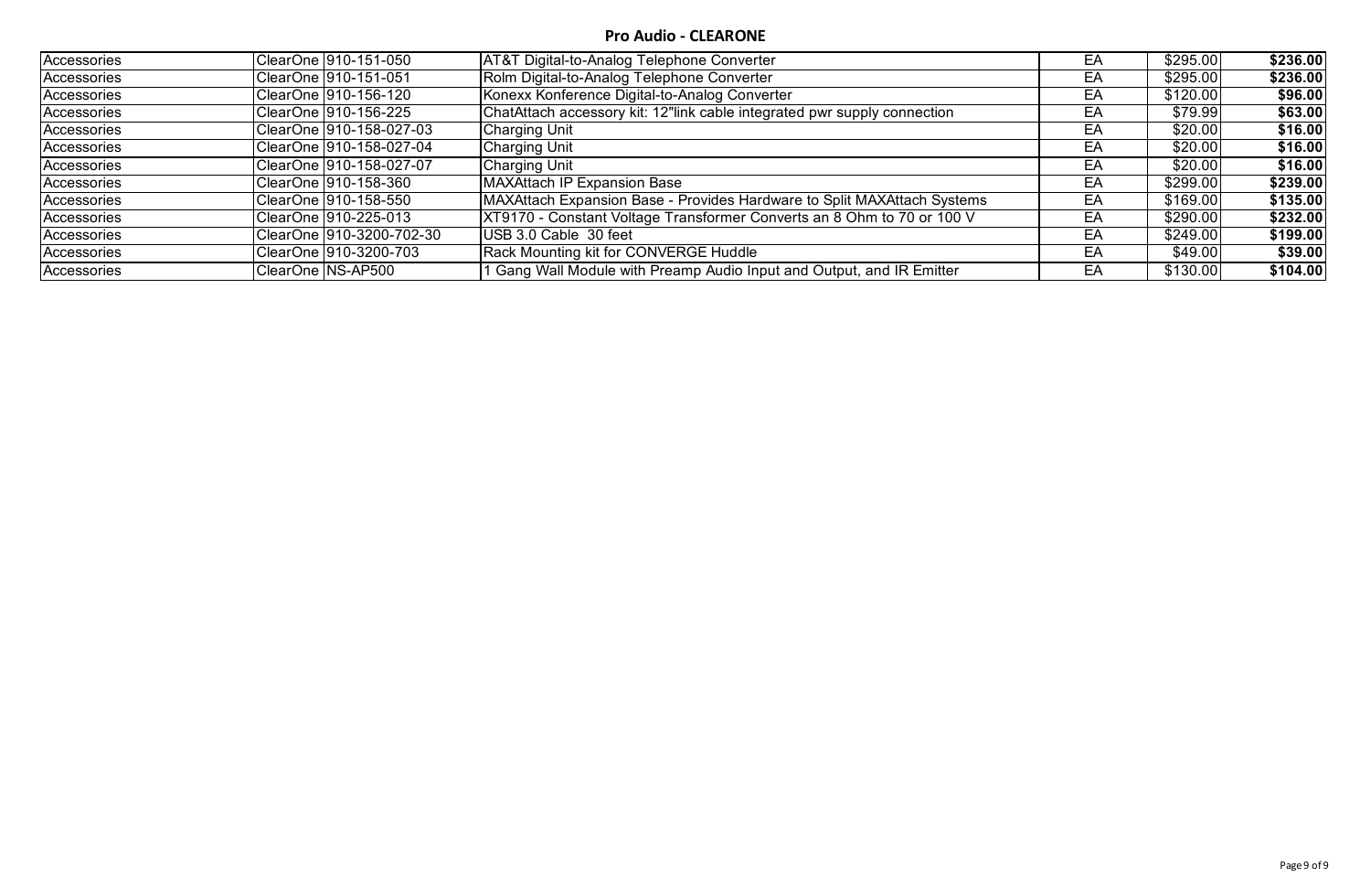## Pro Audio - CLEARONE

| | | | | | | |
|---|---|---|---|---|---|---|
| Accessories | ClearOne | 910-151-050 | AT&T Digital-to-Analog Telephone Converter | EA | $295.00 | **$236.00** |
| Accessories | ClearOne | 910-151-051 | Rolm Digital-to-Analog Telephone Converter | EA | $295.00 | **$236.00** |
| Accessories | ClearOne | 910-156-120 | Konexx Konference Digital-to-Analog Converter | EA | $120.00 | **$96.00** |
| Accessories | ClearOne | 910-156-225 | ChatAttach accessory kit: 12"link cable integrated pwr supply connection | EA | $79.99 | **$63.00** |
| Accessories | ClearOne | 910-158-027-03 | Charging Unit | EA | $20.00 | **$16.00** |
| Accessories | ClearOne | 910-158-027-04 | Charging Unit | EA | $20.00 | **$16.00** |
| Accessories | ClearOne | 910-158-027-07 | Charging Unit | EA | $20.00 | **$16.00** |
| Accessories | ClearOne | 910-158-360 | MAXAttach IP Expansion Base | EA | $299.00 | **$239.00** |
| Accessories | ClearOne | 910-158-550 | MAXAttach Expansion Base - Provides Hardware to Split MAXAttach Systems | EA | $169.00 | **$135.00** |
| Accessories | ClearOne | 910-225-013 | XT9170 - Constant Voltage Transformer Converts an 8 Ohm to 70 or 100 V | EA | $290.00 | **$232.00** |
| Accessories | ClearOne | 910-3200-702-30 | USB 3.0 Cable 30 feet | EA | $249.00 | **$199.00** |
| Accessories | ClearOne | 910-3200-703 | Rack Mounting kit for CONVERGE Huddle | EA | $49.00 | **$39.00** |
| Accessories | ClearOne | NS-AP500 | 1 Gang Wall Module with Preamp Audio Input and Output, and IR Emitter | EA | $130.00 | **$104.00** |